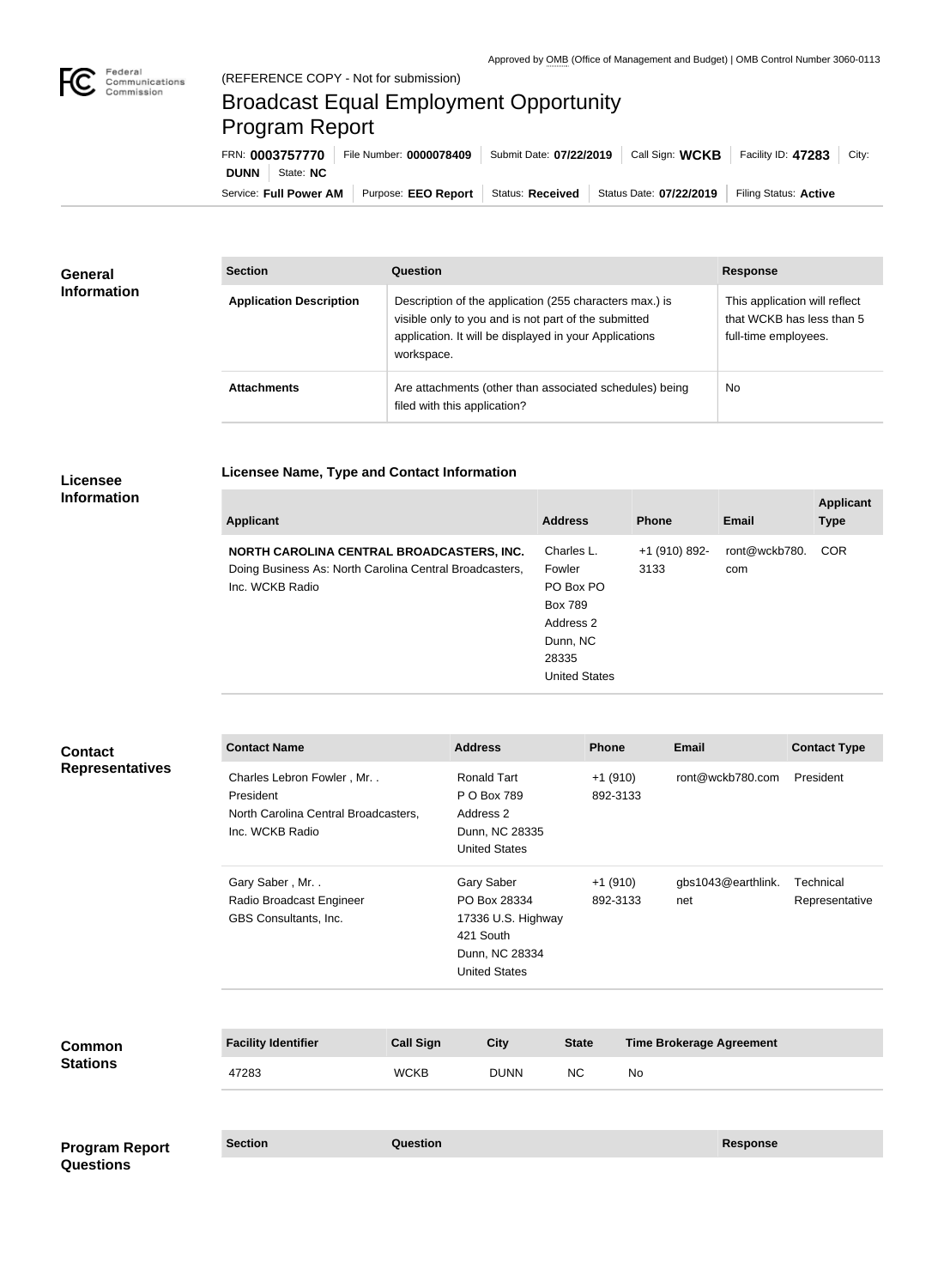Approved by OMB (Office of Management and Budget) | OMB Control Number 3060-0113

(REFERENCE COPY - Not for submission)

# Broadcast Equal Employment Opportunity Program Report

FRN: **0003757770** | File Number: **0000078409** | Submit Date: **07/22/2019** | Call Sign: **WCKB** | Facility ID: **47283** | City: **DUNN** | State: **NC**

Service: **Full Power AM** | Purpose: **EEO Report** | Status: **Received** | Status Date: **07/22/2019** | Filing Status: **Active**

## General Information

| Section | Question | Response |
| --- | --- | --- |
| **Application Description** | Description of the application (255 characters max.) is visible only to you and is not part of the submitted application. It will be displayed in your Applications workspace. | This application will reflect that WCKB has less than 5 full-time employees. |
| **Attachments** | Are attachments (other than associated schedules) being filed with this application? | No |

## Licensee Information

### Licensee Name, Type and Contact Information

| Applicant | Address | Phone | Email | Applicant Type |
| --- | --- | --- | --- | --- |
| **NORTH CAROLINA CENTRAL BROADCASTERS, INC.** Doing Business As: North Carolina Central Broadcasters, Inc. WCKB Radio | Charles L. Fowler PO Box PO Box 789 Address 2 Dunn, NC 28335 United States | +1 (910) 892-3133 | ront@wckb780.com | COR |

## Contact Representatives

| Contact Name | Address | Phone | Email | Contact Type |
| --- | --- | --- | --- | --- |
| Charles Lebron Fowler , Mr. . President North Carolina Central Broadcasters, Inc. WCKB Radio | Ronald Tart P O Box 789 Address 2 Dunn, NC 28335 United States | +1 (910) 892-3133 | ront@wckb780.com | President |
| Gary Saber , Mr. . Radio Broadcast Engineer GBS Consultants, Inc. | Gary Saber PO Box 28334 17336 U.S. Highway 421 South Dunn, NC 28334 United States | +1 (910) 892-3133 | gbs1043@earthlink.net | Technical Representative |

## Common Stations

| Facility Identifier | Call Sign | City | State | Time Brokerage Agreement |
| --- | --- | --- | --- | --- |
| 47283 | WCKB | DUNN | NC | No |

## Program Report Questions

| Section | Question | Response |
| --- | --- | --- |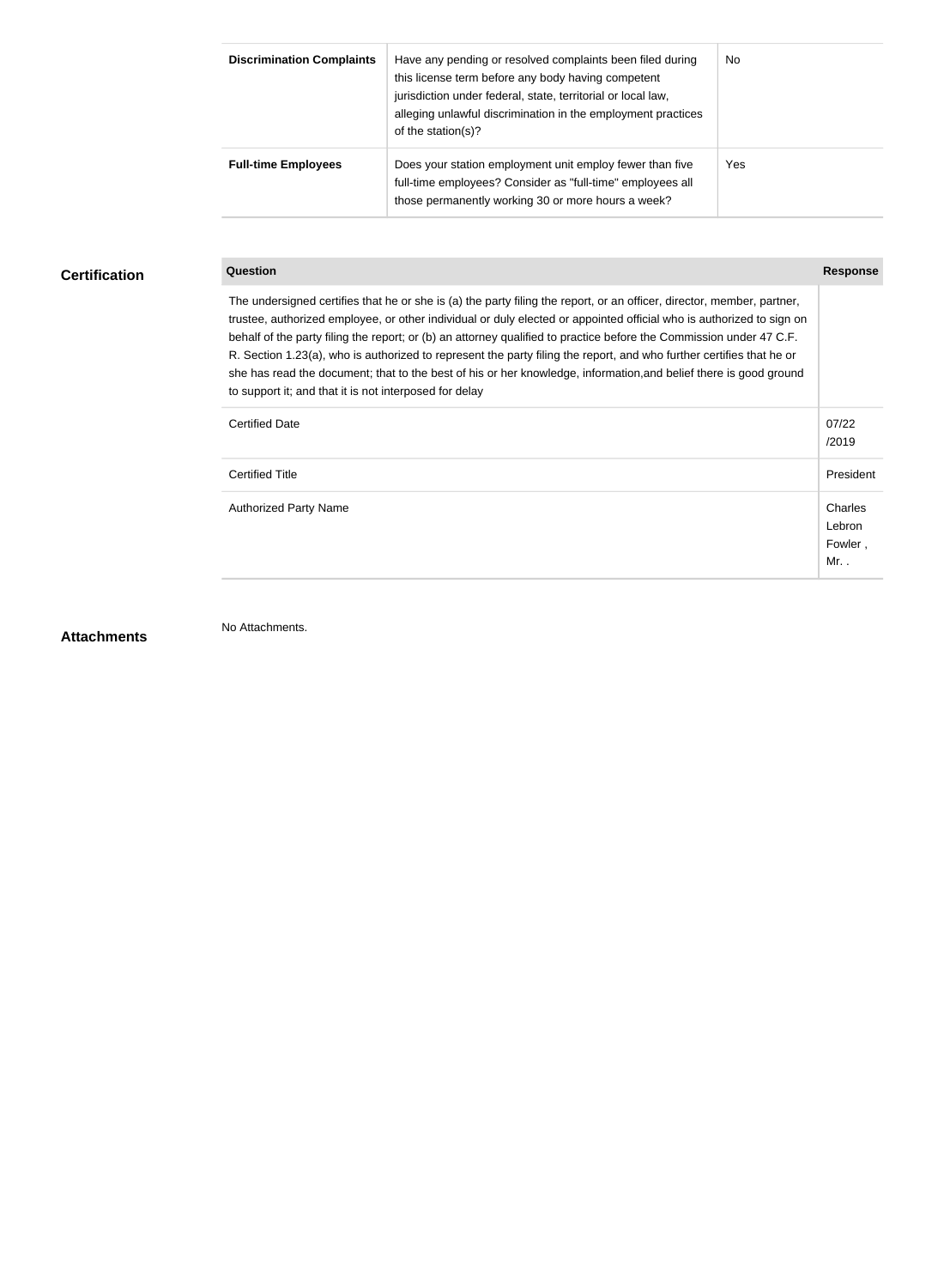| | | |
|---|---|---|
| **Discrimination Complaints** | Have any pending or resolved complaints been filed during this license term before any body having competent jurisdiction under federal, state, territorial or local law, alleging unlawful discrimination in the employment practices of the station(s)? | No |
| **Full-time Employees** | Does your station employment unit employ fewer than five full-time employees? Consider as "full-time" employees all those permanently working 30 or more hours a week? | Yes |

## Certification

| Question | Response |
|---|---|
| The undersigned certifies that he or she is (a) the party filing the report, or an officer, director, member, partner, trustee, authorized employee, or other individual or duly elected or appointed official who is authorized to sign on behalf of the party filing the report; or (b) an attorney qualified to practice before the Commission under 47 C.F. R. Section 1.23(a), who is authorized to represent the party filing the report, and who further certifies that he or she has read the document; that to the best of his or her knowledge, information,and belief there is good ground to support it; and that it is not interposed for delay | |
| Certified Date | 07/22/2019 |
| Certified Title | President |
| Authorized Party Name | Charles Lebron Fowler , Mr. . |

## Attachments

No Attachments.